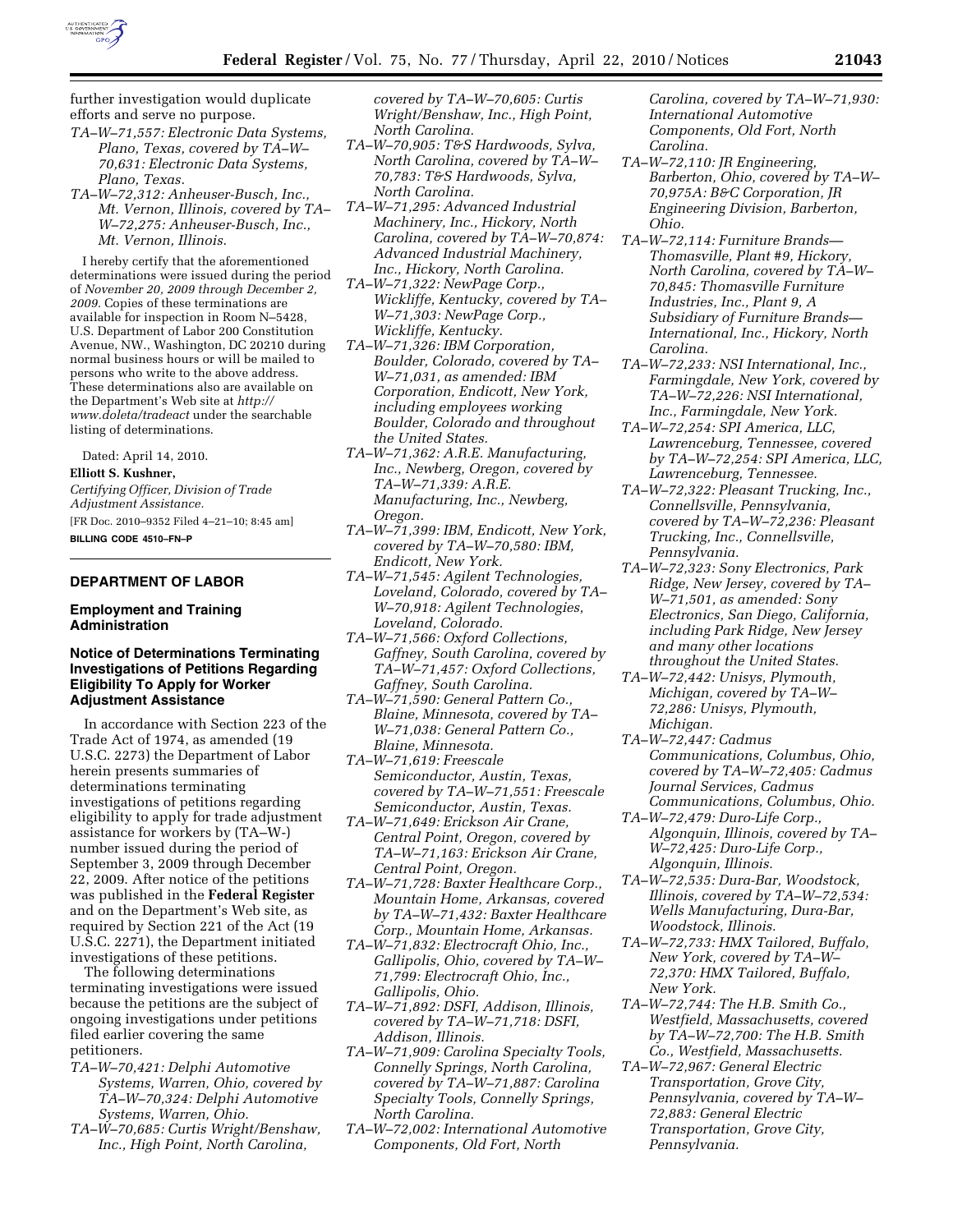further investigation would duplicate efforts and serve no purpose.

*TA–W–71,557: Electronic Data Systems, Plano, Texas, covered by TA–W–70,631: Electronic Data Systems, Plano, Texas.*

*TA–W–72,312: Anheuser-Busch, Inc., Mt. Vernon, Illinois, covered by TA–W–72,275: Anheuser-Busch, Inc., Mt. Vernon, Illinois.*

I hereby certify that the aforementioned determinations were issued during the period of *November 20, 2009 through December 2, 2009*. Copies of these terminations are available for inspection in Room N–5428, U.S. Department of Labor 200 Constitution Avenue, NW., Washington, DC 20210 during normal business hours or will be mailed to persons who write to the above address. These determinations also are available on the Department's Web site at *http://www.doleta/tradeact* under the searchable listing of determinations.

Dated: April 14, 2010.

**Elliott S. Kushner,**

*Certifying Officer, Division of Trade Adjustment Assistance.*

[FR Doc. 2010–9352 Filed 4–21–10; 8:45 am]

**BILLING CODE 4510–FN–P**

---

## DEPARTMENT OF LABOR

### Employment and Training Administration

### Notice of Determinations Terminating Investigations of Petitions Regarding Eligibility To Apply for Worker Adjustment Assistance

In accordance with Section 223 of the Trade Act of 1974, as amended (19 U.S.C. 2273) the Department of Labor herein presents summaries of determinations terminating investigations of petitions regarding eligibility to apply for trade adjustment assistance for workers by (TA–W-) number issued during the period of September 3, 2009 through December 22, 2009. After notice of the petitions was published in the **Federal Register** and on the Department's Web site, as required by Section 221 of the Act (19 U.S.C. 2271), the Department initiated investigations of these petitions.

The following determinations terminating investigations were issued because the petitions are the subject of ongoing investigations under petitions filed earlier covering the same petitioners.

*TA–W–70,421: Delphi Automotive Systems, Warren, Ohio, covered by TA–W–70,324: Delphi Automotive Systems, Warren, Ohio.*

*TA–W–70,685: Curtis Wright/Benshaw, Inc., High Point, North Carolina, covered by TA–W–70,605: Curtis Wright/Benshaw, Inc., High Point, North Carolina.*

*TA–W–70,905: T&S Hardwoods, Sylva, North Carolina, covered by TA–W–70,783: T&S Hardwoods, Sylva, North Carolina.*

*TA–W–71,295: Advanced Industrial Machinery, Inc., Hickory, North Carolina, covered by TA–W–70,874: Advanced Industrial Machinery, Inc., Hickory, North Carolina.*

*TA–W–71,322: NewPage Corp., Wickliffe, Kentucky, covered by TA–W–71,303: NewPage Corp., Wickliffe, Kentucky.*

*TA–W–71,326: IBM Corporation, Boulder, Colorado, covered by TA–W–71,031, as amended: IBM Corporation, Endicott, New York, including employees working Boulder, Colorado and throughout the United States.*

*TA–W–71,362: A.R.E. Manufacturing, Inc., Newberg, Oregon, covered by TA–W–71,339: A.R.E. Manufacturing, Inc., Newberg, Oregon.*

*TA–W–71,399: IBM, Endicott, New York, covered by TA–W–70,580: IBM, Endicott, New York.*

*TA–W–71,545: Agilent Technologies, Loveland, Colorado, covered by TA–W–70,918: Agilent Technologies, Loveland, Colorado.*

*TA–W–71,566: Oxford Collections, Gaffney, South Carolina, covered by TA–W–71,457: Oxford Collections, Gaffney, South Carolina.*

*TA–W–71,590: General Pattern Co., Blaine, Minnesota, covered by TA–W–71,038: General Pattern Co., Blaine, Minnesota.*

*TA–W–71,619: Freescale Semiconductor, Austin, Texas, covered by TA–W–71,551: Freescale Semiconductor, Austin, Texas.*

*TA–W–71,649: Erickson Air Crane, Central Point, Oregon, covered by TA–W–71,163: Erickson Air Crane, Central Point, Oregon.*

*TA–W–71,728: Baxter Healthcare Corp., Mountain Home, Arkansas, covered by TA–W–71,432: Baxter Healthcare Corp., Mountain Home, Arkansas.*

*TA–W–71,832: Electrocraft Ohio, Inc., Gallipolis, Ohio, covered by TA–W–71,799: Electrocraft Ohio, Inc., Gallipolis, Ohio.*

*TA–W–71,892: DSFI, Addison, Illinois, covered by TA–W–71,718: DSFI, Addison, Illinois.*

*TA–W–71,909: Carolina Specialty Tools, Connelly Springs, North Carolina, covered by TA–W–71,887: Carolina Specialty Tools, Connelly Springs, North Carolina.*

*TA–W–72,002: International Automotive Components, Old Fort, North Carolina, covered by TA–W–71,930: International Automotive Components, Old Fort, North Carolina.*

*TA–W–72,110: JR Engineering, Barberton, Ohio, covered by TA–W–70,975A: B&C Corporation, JR Engineering Division, Barberton, Ohio.*

*TA–W–72,114: Furniture Brands—Thomasville, Plant #9, Hickory, North Carolina, covered by TA–W–70,845: Thomasville Furniture Industries, Inc., Plant 9, A Subsidiary of Furniture Brands—International, Inc., Hickory, North Carolina.*

*TA–W–72,233: NSI International, Inc., Farmingdale, New York, covered by TA–W–72,226: NSI International, Inc., Farmingdale, New York.*

*TA–W–72,254: SPI America, LLC, Lawrenceburg, Tennessee, covered by TA–W–72,254: SPI America, LLC, Lawrenceburg, Tennessee.*

*TA–W–72,322: Pleasant Trucking, Inc., Connellsville, Pennsylvania, covered by TA–W–72,236: Pleasant Trucking, Inc., Connellsville, Pennsylvania.*

*TA–W–72,323: Sony Electronics, Park Ridge, New Jersey, covered by TA–W–71,501, as amended: Sony Electronics, San Diego, California, including Park Ridge, New Jersey and many other locations throughout the United States.*

*TA–W–72,442: Unisys, Plymouth, Michigan, covered by TA–W–72,286: Unisys, Plymouth, Michigan.*

*TA–W–72,447: Cadmus Communications, Columbus, Ohio, covered by TA–W–72,405: Cadmus Journal Services, Cadmus Communications, Columbus, Ohio.*

*TA–W–72,479: Duro-Life Corp., Algonquin, Illinois, covered by TA–W–72,425: Duro-Life Corp., Algonquin, Illinois.*

*TA–W–72,535: Dura-Bar, Woodstock, Illinois, covered by TA–W–72,534: Wells Manufacturing, Dura-Bar, Woodstock, Illinois.*

*TA–W–72,733: HMX Tailored, Buffalo, New York, covered by TA–W–72,370: HMX Tailored, Buffalo, New York.*

*TA–W–72,744: The H.B. Smith Co., Westfield, Massachusetts, covered by TA–W–72,700: The H.B. Smith Co., Westfield, Massachusetts.*

*TA–W–72,967: General Electric Transportation, Grove City, Pennsylvania, covered by TA–W–72,883: General Electric Transportation, Grove City, Pennsylvania.*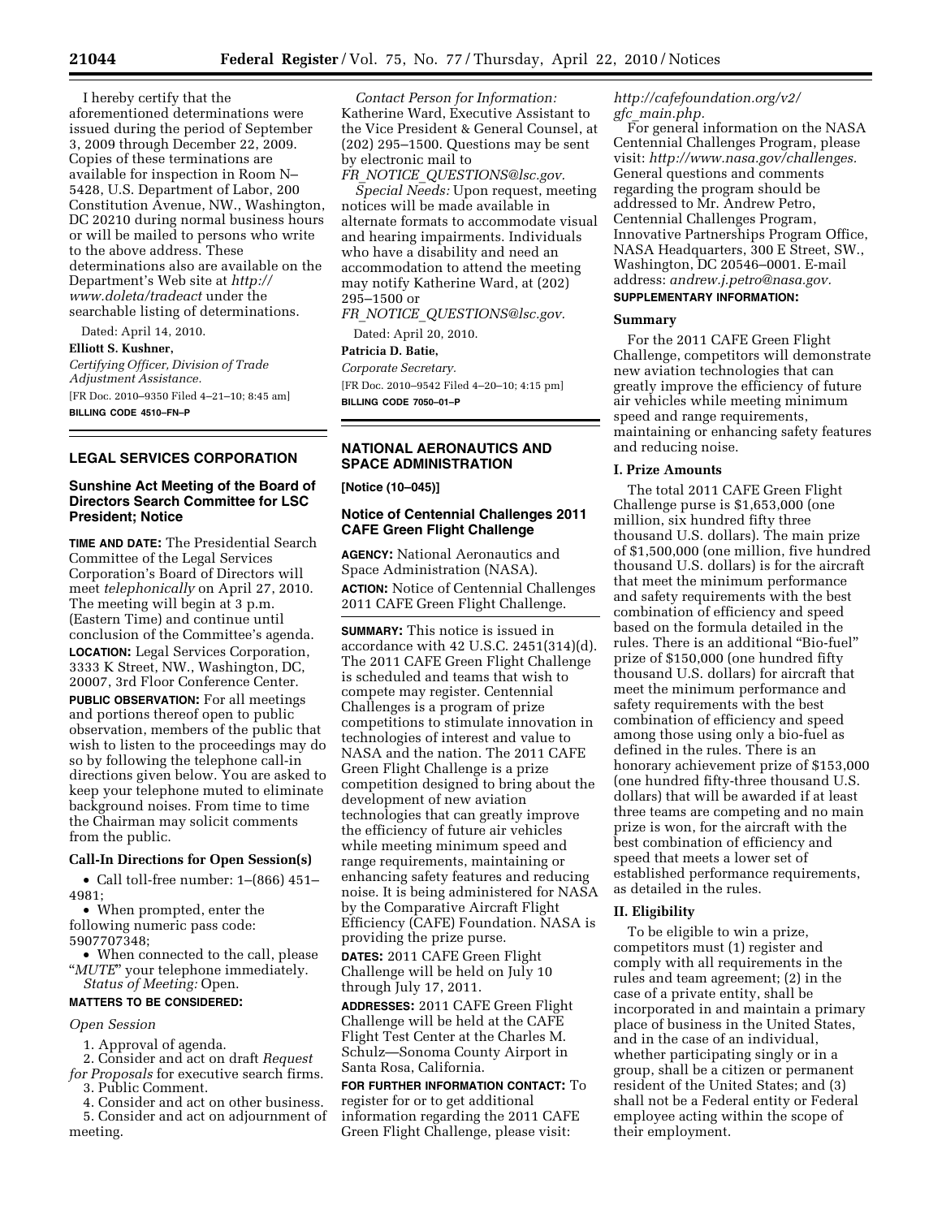I hereby certify that the aforementioned determinations were issued during the period of September 3, 2009 through December 22, 2009. Copies of these terminations are available for inspection in Room N–5428, U.S. Department of Labor, 200 Constitution Avenue, NW., Washington, DC 20210 during normal business hours or will be mailed to persons who write to the above address. These determinations also are available on the Department's Web site at *http://www.doleta/tradeact* under the searchable listing of determinations.

Dated: April 14, 2010.

**Elliott S. Kushner,**

*Certifying Officer, Division of Trade Adjustment Assistance.*

[FR Doc. 2010–9350 Filed 4–21–10; 8:45 am]

**BILLING CODE 4510–FN–P**

## LEGAL SERVICES CORPORATION

### Sunshine Act Meeting of the Board of Directors Search Committee for LSC President; Notice

**TIME AND DATE:** The Presidential Search Committee of the Legal Services Corporation's Board of Directors will meet *telephonically* on April 27, 2010. The meeting will begin at 3 p.m. (Eastern Time) and continue until conclusion of the Committee's agenda.

**LOCATION:** Legal Services Corporation, 3333 K Street, NW., Washington, DC, 20007, 3rd Floor Conference Center.

**PUBLIC OBSERVATION:** For all meetings and portions thereof open to public observation, members of the public that wish to listen to the proceedings may do so by following the telephone call-in directions given below. You are asked to keep your telephone muted to eliminate background noises. From time to time the Chairman may solicit comments from the public.

#### Call-In Directions for Open Session(s)

- Call toll-free number: 1–(866) 451–4981;
- When prompted, enter the following numeric pass code: 5907707348;
- When connected to the call, please "*MUTE*" your telephone immediately.

*Status of Meeting:* Open.

**MATTERS TO BE CONSIDERED:**

*Open Session*

1. Approval of agenda.
2. Consider and act on draft *Request for Proposals* for executive search firms.
3. Public Comment.
4. Consider and act on other business.
5. Consider and act on adjournment of meeting.

*Contact Person for Information:* Katherine Ward, Executive Assistant to the Vice President & General Counsel, at (202) 295–1500. Questions may be sent by electronic mail to *FR_NOTICE_QUESTIONS@lsc.gov.*

*Special Needs:* Upon request, meeting notices will be made available in alternate formats to accommodate visual and hearing impairments. Individuals who have a disability and need an accommodation to attend the meeting may notify Katherine Ward, at (202) 295–1500 or *FR_NOTICE_QUESTIONS@lsc.gov.*

Dated: April 20, 2010.

**Patricia D. Batie,**

*Corporate Secretary.*

[FR Doc. 2010–9542 Filed 4–20–10; 4:15 pm]

**BILLING CODE 7050–01–P**

## NATIONAL AERONAUTICS AND SPACE ADMINISTRATION

**[Notice (10–045)]**

### Notice of Centennial Challenges 2011 CAFE Green Flight Challenge

**AGENCY:** National Aeronautics and Space Administration (NASA).

**ACTION:** Notice of Centennial Challenges 2011 CAFE Green Flight Challenge.

**SUMMARY:** This notice is issued in accordance with 42 U.S.C. 2451(314)(d). The 2011 CAFE Green Flight Challenge is scheduled and teams that wish to compete may register. Centennial Challenges is a program of prize competitions to stimulate innovation in technologies of interest and value to NASA and the nation. The 2011 CAFE Green Flight Challenge is a prize competition designed to bring about the development of new aviation technologies that can greatly improve the efficiency of future air vehicles while meeting minimum speed and range requirements, maintaining or enhancing safety features and reducing noise. It is being administered for NASA by the Comparative Aircraft Flight Efficiency (CAFE) Foundation. NASA is providing the prize purse.

**DATES:** 2011 CAFE Green Flight Challenge will be held on July 10 through July 17, 2011.

**ADDRESSES:** 2011 CAFE Green Flight Challenge will be held at the CAFE Flight Test Center at the Charles M. Schulz—Sonoma County Airport in Santa Rosa, California.

**FOR FURTHER INFORMATION CONTACT:** To register for or to get additional information regarding the 2011 CAFE Green Flight Challenge, please visit: *http://cafefoundation.org/v2/gfc_main.php.*

For general information on the NASA Centennial Challenges Program, please visit: *http://www.nasa.gov/challenges.* General questions and comments regarding the program should be addressed to Mr. Andrew Petro, Centennial Challenges Program, Innovative Partnerships Program Office, NASA Headquarters, 300 E Street, SW., Washington, DC 20546–0001. E-mail address: *andrew.j.petro@nasa.gov.*

**SUPPLEMENTARY INFORMATION:**

#### Summary

For the 2011 CAFE Green Flight Challenge, competitors will demonstrate new aviation technologies that can greatly improve the efficiency of future air vehicles while meeting minimum speed and range requirements, maintaining or enhancing safety features and reducing noise.

#### I. Prize Amounts

The total 2011 CAFE Green Flight Challenge purse is $1,653,000 (one million, six hundred fifty three thousand U.S. dollars). The main prize of $1,500,000 (one million, five hundred thousand U.S. dollars) is for the aircraft that meet the minimum performance and safety requirements with the best combination of efficiency and speed based on the formula detailed in the rules. There is an additional "Bio-fuel" prize of $150,000 (one hundred fifty thousand U.S. dollars) for aircraft that meet the minimum performance and safety requirements with the best combination of efficiency and speed among those using only a bio-fuel as defined in the rules. There is an honorary achievement prize of $153,000 (one hundred fifty-three thousand U.S. dollars) that will be awarded if at least three teams are competing and no main prize is won, for the aircraft with the best combination of efficiency and speed that meets a lower set of established performance requirements, as detailed in the rules.

#### II. Eligibility

To be eligible to win a prize, competitors must (1) register and comply with all requirements in the rules and team agreement; (2) in the case of a private entity, shall be incorporated in and maintain a primary place of business in the United States, and in the case of an individual, whether participating singly or in a group, shall be a citizen or permanent resident of the United States; and (3) shall not be a Federal entity or Federal employee acting within the scope of their employment.